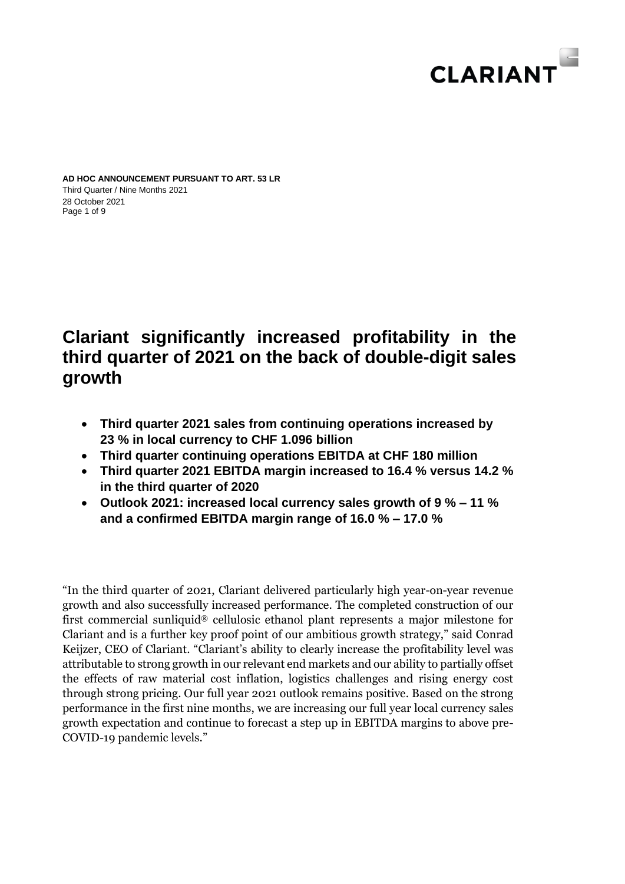**AD HOC ANNOUNCEMENT PURSUANT TO ART. 53 LR**
Third Quarter / Nine Months 2021
28 October 2021

# Clariant significantly increased profitability in the third quarter of 2021 on the back of double-digit sales growth

- **Third quarter 2021 sales from continuing operations increased by 23 % in local currency to CHF 1.096 billion**
- **Third quarter continuing operations EBITDA at CHF 180 million**
- **Third quarter 2021 EBITDA margin increased to 16.4 % versus 14.2 % in the third quarter of 2020**
- **Outlook 2021: increased local currency sales growth of 9 % – 11 % and a confirmed EBITDA margin range of 16.0 % – 17.0 %**

"In the third quarter of 2021, Clariant delivered particularly high year-on-year revenue growth and also successfully increased performance. The completed construction of our first commercial sunliquid® cellulosic ethanol plant represents a major milestone for Clariant and is a further key proof point of our ambitious growth strategy," said Conrad Keijzer, CEO of Clariant. "Clariant's ability to clearly increase the profitability level was attributable to strong growth in our relevant end markets and our ability to partially offset the effects of raw material cost inflation, logistics challenges and rising energy cost through strong pricing. Our full year 2021 outlook remains positive. Based on the strong performance in the first nine months, we are increasing our full year local currency sales growth expectation and continue to forecast a step up in EBITDA margins to above pre-COVID-19 pandemic levels."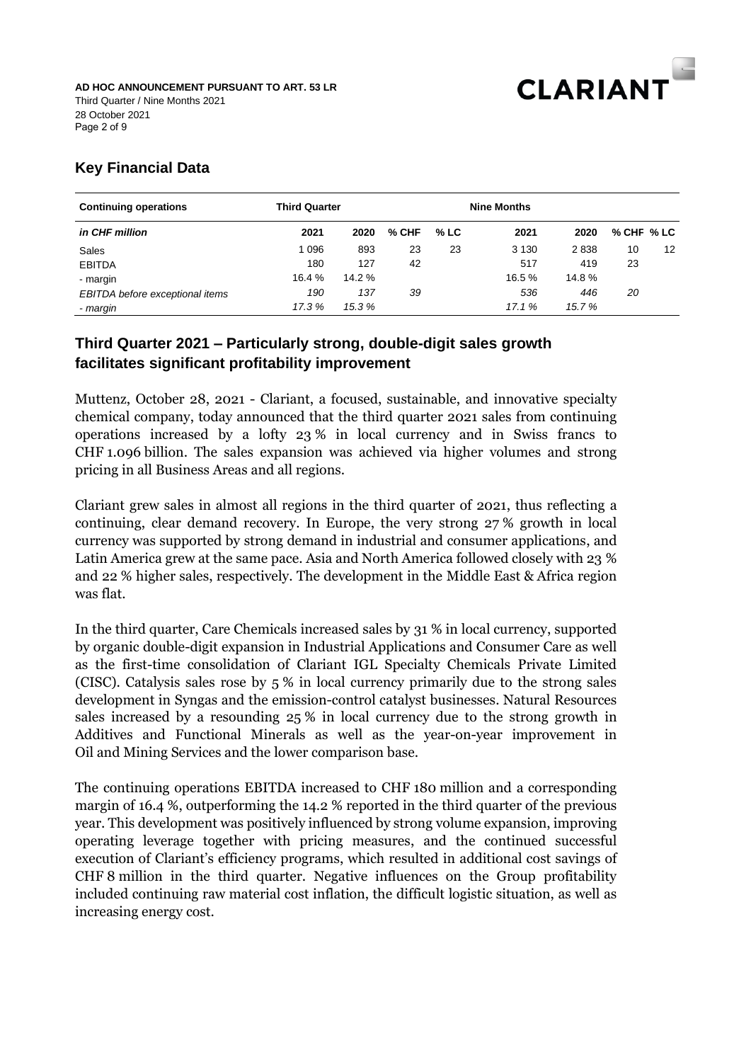## Key Financial Data

| Continuing operations | Third Quarter | | | | Nine Months | | | |
|---|---|---|---|---|---|---|---|---|
| *in CHF million* | 2021 | 2020 | % CHF | % LC | 2021 | 2020 | % CHF | % LC |
| Sales | 1 096 | 893 | 23 | 23 | 3 130 | 2 838 | 10 | 12 |
| EBITDA | 180 | 127 | 42 | | 517 | 419 | 23 | |
| - margin | 16.4 % | 14.2 % | | | 16.5 % | 14.8 % | | |
| *EBITDA before exceptional items* | *190* | *137* | *39* | | *536* | *446* | *20* | |
| *- margin* | *17.3 %* | *15.3 %* | | | *17.1 %* | *15.7 %* | | |

## Third Quarter 2021 – Particularly strong, double-digit sales growth facilitates significant profitability improvement

Muttenz, October 28, 2021 - Clariant, a focused, sustainable, and innovative specialty chemical company, today announced that the third quarter 2021 sales from continuing operations increased by a lofty 23 % in local currency and in Swiss francs to CHF 1.096 billion. The sales expansion was achieved via higher volumes and strong pricing in all Business Areas and all regions.

Clariant grew sales in almost all regions in the third quarter of 2021, thus reflecting a continuing, clear demand recovery. In Europe, the very strong 27 % growth in local currency was supported by strong demand in industrial and consumer applications, and Latin America grew at the same pace. Asia and North America followed closely with 23 % and 22 % higher sales, respectively. The development in the Middle East & Africa region was flat.

In the third quarter, Care Chemicals increased sales by 31 % in local currency, supported by organic double-digit expansion in Industrial Applications and Consumer Care as well as the first-time consolidation of Clariant IGL Specialty Chemicals Private Limited (CISC). Catalysis sales rose by 5 % in local currency primarily due to the strong sales development in Syngas and the emission-control catalyst businesses. Natural Resources sales increased by a resounding 25 % in local currency due to the strong growth in Additives and Functional Minerals as well as the year-on-year improvement in Oil and Mining Services and the lower comparison base.

The continuing operations EBITDA increased to CHF 180 million and a corresponding margin of 16.4 %, outperforming the 14.2 % reported in the third quarter of the previous year. This development was positively influenced by strong volume expansion, improving operating leverage together with pricing measures, and the continued successful execution of Clariant's efficiency programs, which resulted in additional cost savings of CHF 8 million in the third quarter. Negative influences on the Group profitability included continuing raw material cost inflation, the difficult logistic situation, as well as increasing energy cost.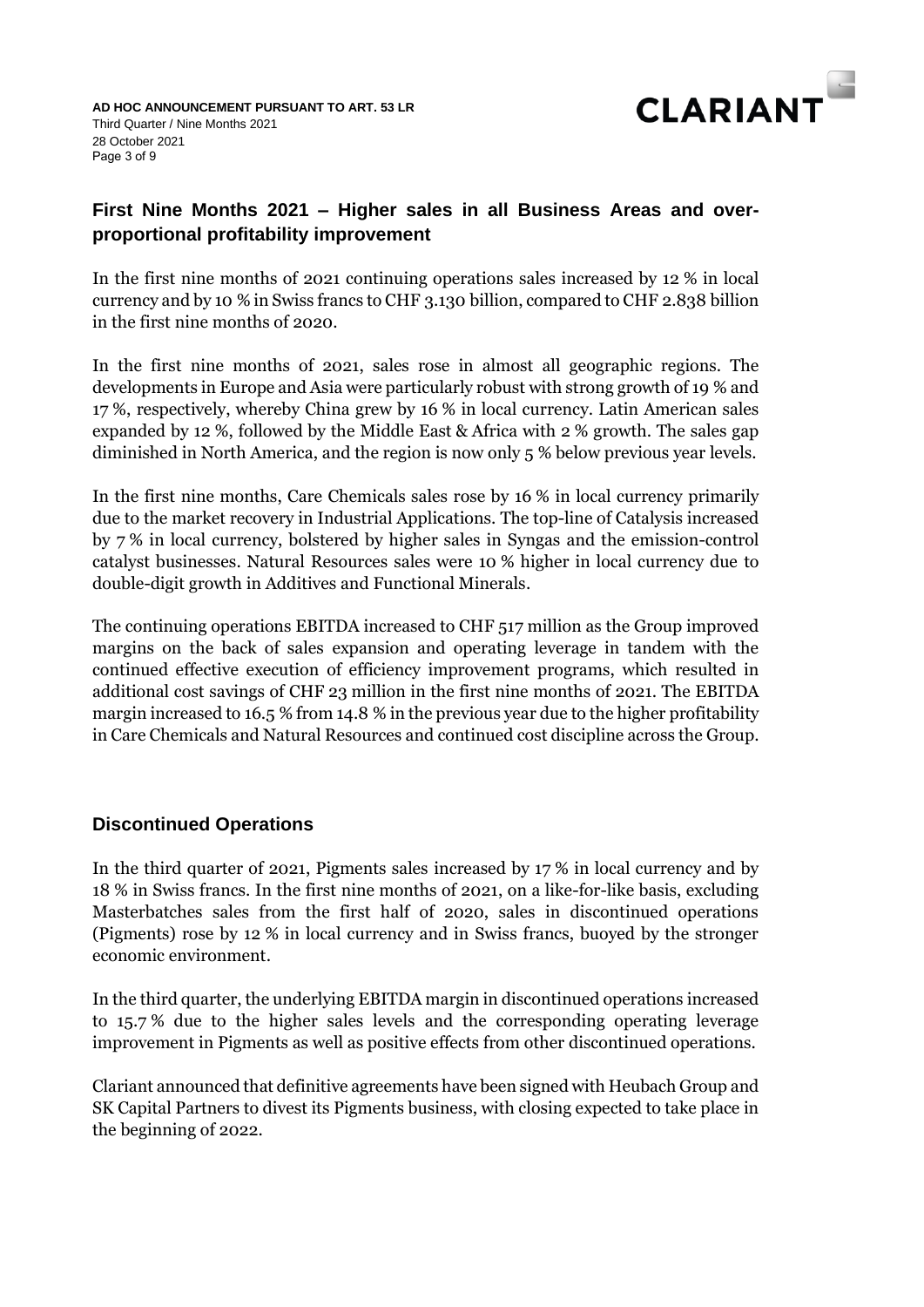## First Nine Months 2021 – Higher sales in all Business Areas and over-proportional profitability improvement

In the first nine months of 2021 continuing operations sales increased by 12 % in local currency and by 10 % in Swiss francs to CHF 3.130 billion, compared to CHF 2.838 billion in the first nine months of 2020.

In the first nine months of 2021, sales rose in almost all geographic regions. The developments in Europe and Asia were particularly robust with strong growth of 19 % and 17 %, respectively, whereby China grew by 16 % in local currency. Latin American sales expanded by 12 %, followed by the Middle East & Africa with 2 % growth. The sales gap diminished in North America, and the region is now only 5 % below previous year levels.

In the first nine months, Care Chemicals sales rose by 16 % in local currency primarily due to the market recovery in Industrial Applications. The top-line of Catalysis increased by 7 % in local currency, bolstered by higher sales in Syngas and the emission-control catalyst businesses. Natural Resources sales were 10 % higher in local currency due to double-digit growth in Additives and Functional Minerals.

The continuing operations EBITDA increased to CHF 517 million as the Group improved margins on the back of sales expansion and operating leverage in tandem with the continued effective execution of efficiency improvement programs, which resulted in additional cost savings of CHF 23 million in the first nine months of 2021. The EBITDA margin increased to 16.5 % from 14.8 % in the previous year due to the higher profitability in Care Chemicals and Natural Resources and continued cost discipline across the Group.

## Discontinued Operations

In the third quarter of 2021, Pigments sales increased by 17 % in local currency and by 18 % in Swiss francs. In the first nine months of 2021, on a like-for-like basis, excluding Masterbatches sales from the first half of 2020, sales in discontinued operations (Pigments) rose by 12 % in local currency and in Swiss francs, buoyed by the stronger economic environment.

In the third quarter, the underlying EBITDA margin in discontinued operations increased to 15.7 % due to the higher sales levels and the corresponding operating leverage improvement in Pigments as well as positive effects from other discontinued operations.

Clariant announced that definitive agreements have been signed with Heubach Group and SK Capital Partners to divest its Pigments business, with closing expected to take place in the beginning of 2022.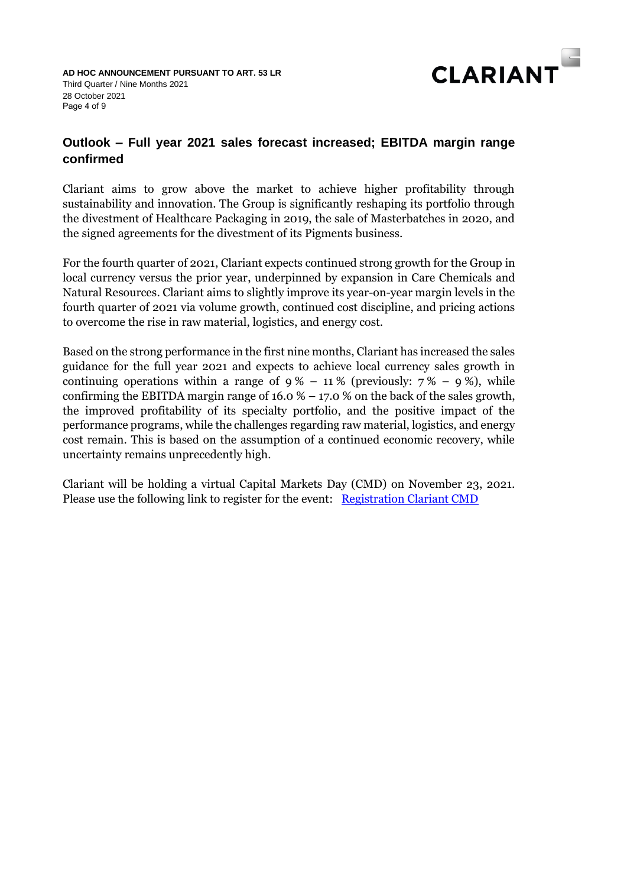## Outlook – Full year 2021 sales forecast increased; EBITDA margin range confirmed

Clariant aims to grow above the market to achieve higher profitability through sustainability and innovation. The Group is significantly reshaping its portfolio through the divestment of Healthcare Packaging in 2019, the sale of Masterbatches in 2020, and the signed agreements for the divestment of its Pigments business.

For the fourth quarter of 2021, Clariant expects continued strong growth for the Group in local currency versus the prior year, underpinned by expansion in Care Chemicals and Natural Resources. Clariant aims to slightly improve its year-on-year margin levels in the fourth quarter of 2021 via volume growth, continued cost discipline, and pricing actions to overcome the rise in raw material, logistics, and energy cost.

Based on the strong performance in the first nine months, Clariant has increased the sales guidance for the full year 2021 and expects to achieve local currency sales growth in continuing operations within a range of 9 % – 11 % (previously: 7 % – 9 %), while confirming the EBITDA margin range of 16.0 % – 17.0 % on the back of the sales growth, the improved profitability of its specialty portfolio, and the positive impact of the performance programs, while the challenges regarding raw material, logistics, and energy cost remain. This is based on the assumption of a continued economic recovery, while uncertainty remains unprecedently high.

Clariant will be holding a virtual Capital Markets Day (CMD) on November 23, 2021. Please use the following link to register for the event: Registration Clariant CMD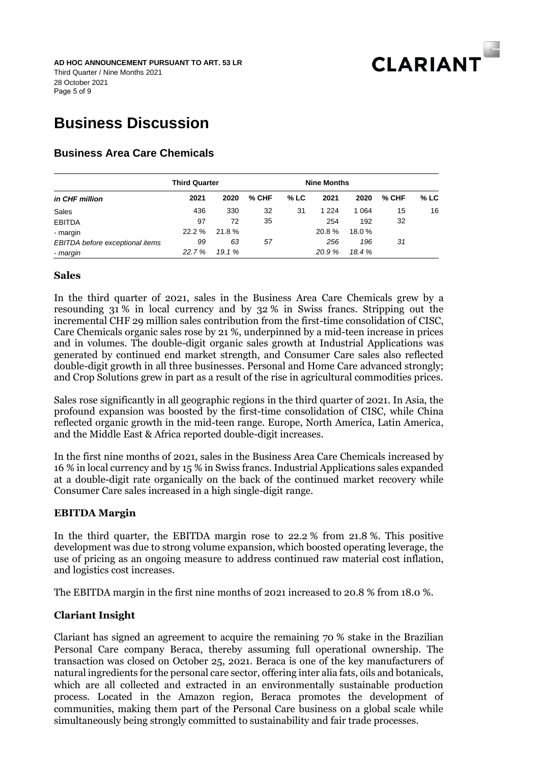# Business Discussion

## Business Area Care Chemicals

| | Third Quarter | | | | Nine Months | | | |
|---|---|---|---|---|---|---|---|---|
| *in CHF million* | 2021 | 2020 | % CHF | % LC | 2021 | 2020 | % CHF | % LC |
| Sales | 436 | 330 | 32 | 31 | 1 224 | 1 064 | 15 | 16 |
| EBITDA | 97 | 72 | 35 | | 254 | 192 | 32 | |
| - margin | 22.2 % | 21.8 % | | | 20.8 % | 18.0 % | | |
| *EBITDA before exceptional items* | *99* | *63* | *57* | | *256* | *196* | *31* | |
| *- margin* | *22.7 %* | *19.1 %* | | | *20.9 %* | *18.4 %* | | |

### Sales

In the third quarter of 2021, sales in the Business Area Care Chemicals grew by a resounding 31 % in local currency and by 32 % in Swiss francs. Stripping out the incremental CHF 29 million sales contribution from the first-time consolidation of CISC, Care Chemicals organic sales rose by 21 %, underpinned by a mid-teen increase in prices and in volumes. The double-digit organic sales growth at Industrial Applications was generated by continued end market strength, and Consumer Care sales also reflected double-digit growth in all three businesses. Personal and Home Care advanced strongly; and Crop Solutions grew in part as a result of the rise in agricultural commodities prices.

Sales rose significantly in all geographic regions in the third quarter of 2021. In Asia, the profound expansion was boosted by the first-time consolidation of CISC, while China reflected organic growth in the mid-teen range. Europe, North America, Latin America, and the Middle East & Africa reported double-digit increases.

In the first nine months of 2021, sales in the Business Area Care Chemicals increased by 16 % in local currency and by 15 % in Swiss francs. Industrial Applications sales expanded at a double-digit rate organically on the back of the continued market recovery while Consumer Care sales increased in a high single-digit range.

### EBITDA Margin

In the third quarter, the EBITDA margin rose to 22.2 % from 21.8 %. This positive development was due to strong volume expansion, which boosted operating leverage, the use of pricing as an ongoing measure to address continued raw material cost inflation, and logistics cost increases.

The EBITDA margin in the first nine months of 2021 increased to 20.8 % from 18.0 %.

### Clariant Insight

Clariant has signed an agreement to acquire the remaining 70 % stake in the Brazilian Personal Care company Beraca, thereby assuming full operational ownership. The transaction was closed on October 25, 2021. Beraca is one of the key manufacturers of natural ingredients for the personal care sector, offering inter alia fats, oils and botanicals, which are all collected and extracted in an environmentally sustainable production process. Located in the Amazon region, Beraca promotes the development of communities, making them part of the Personal Care business on a global scale while simultaneously being strongly committed to sustainability and fair trade processes.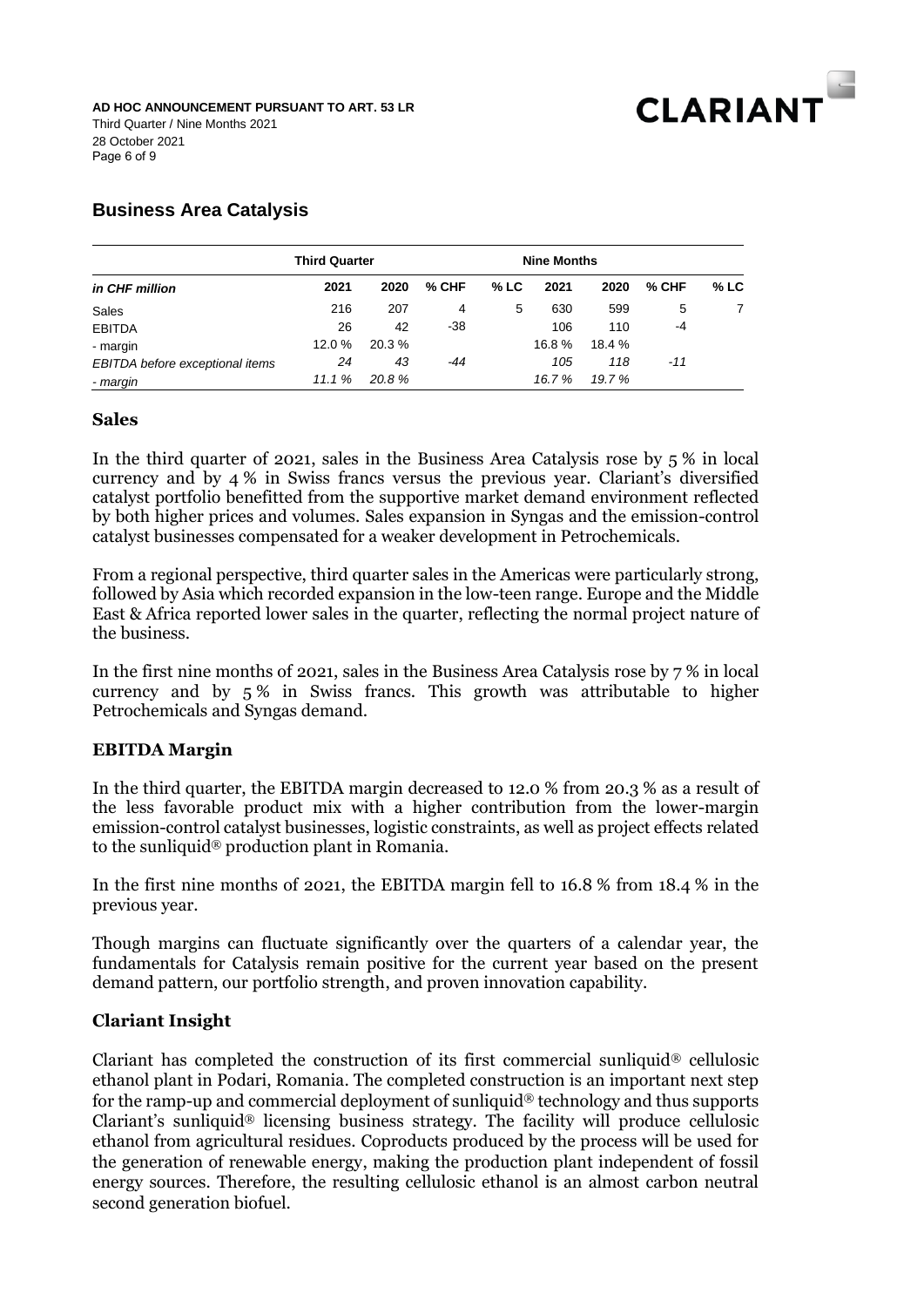## Business Area Catalysis

| | Third Quarter | | | | Nine Months | | | |
|---|---|---|---|---|---|---|---|---|
| *in CHF million* | 2021 | 2020 | % CHF | % LC | 2021 | 2020 | % CHF | % LC |
| Sales | 216 | 207 | 4 | 5 | 630 | 599 | 5 | 7 |
| EBITDA | 26 | 42 | -38 | | 106 | 110 | -4 | |
| - margin | 12.0 % | 20.3 % | | | 16.8 % | 18.4 % | | |
| *EBITDA before exceptional items* | *24* | *43* | *-44* | | *105* | *118* | *-11* | |
| *- margin* | *11.1 %* | *20.8 %* | | | *16.7 %* | *19.7 %* | | |

### Sales

In the third quarter of 2021, sales in the Business Area Catalysis rose by 5 % in local currency and by 4 % in Swiss francs versus the previous year. Clariant's diversified catalyst portfolio benefitted from the supportive market demand environment reflected by both higher prices and volumes. Sales expansion in Syngas and the emission-control catalyst businesses compensated for a weaker development in Petrochemicals.

From a regional perspective, third quarter sales in the Americas were particularly strong, followed by Asia which recorded expansion in the low-teen range. Europe and the Middle East & Africa reported lower sales in the quarter, reflecting the normal project nature of the business.

In the first nine months of 2021, sales in the Business Area Catalysis rose by 7 % in local currency and by 5 % in Swiss francs. This growth was attributable to higher Petrochemicals and Syngas demand.

### EBITDA Margin

In the third quarter, the EBITDA margin decreased to 12.0 % from 20.3 % as a result of the less favorable product mix with a higher contribution from the lower-margin emission-control catalyst businesses, logistic constraints, as well as project effects related to the sunliquid® production plant in Romania.

In the first nine months of 2021, the EBITDA margin fell to 16.8 % from 18.4 % in the previous year.

Though margins can fluctuate significantly over the quarters of a calendar year, the fundamentals for Catalysis remain positive for the current year based on the present demand pattern, our portfolio strength, and proven innovation capability.

### Clariant Insight

Clariant has completed the construction of its first commercial sunliquid® cellulosic ethanol plant in Podari, Romania. The completed construction is an important next step for the ramp-up and commercial deployment of sunliquid® technology and thus supports Clariant's sunliquid® licensing business strategy. The facility will produce cellulosic ethanol from agricultural residues. Coproducts produced by the process will be used for the generation of renewable energy, making the production plant independent of fossil energy sources. Therefore, the resulting cellulosic ethanol is an almost carbon neutral second generation biofuel.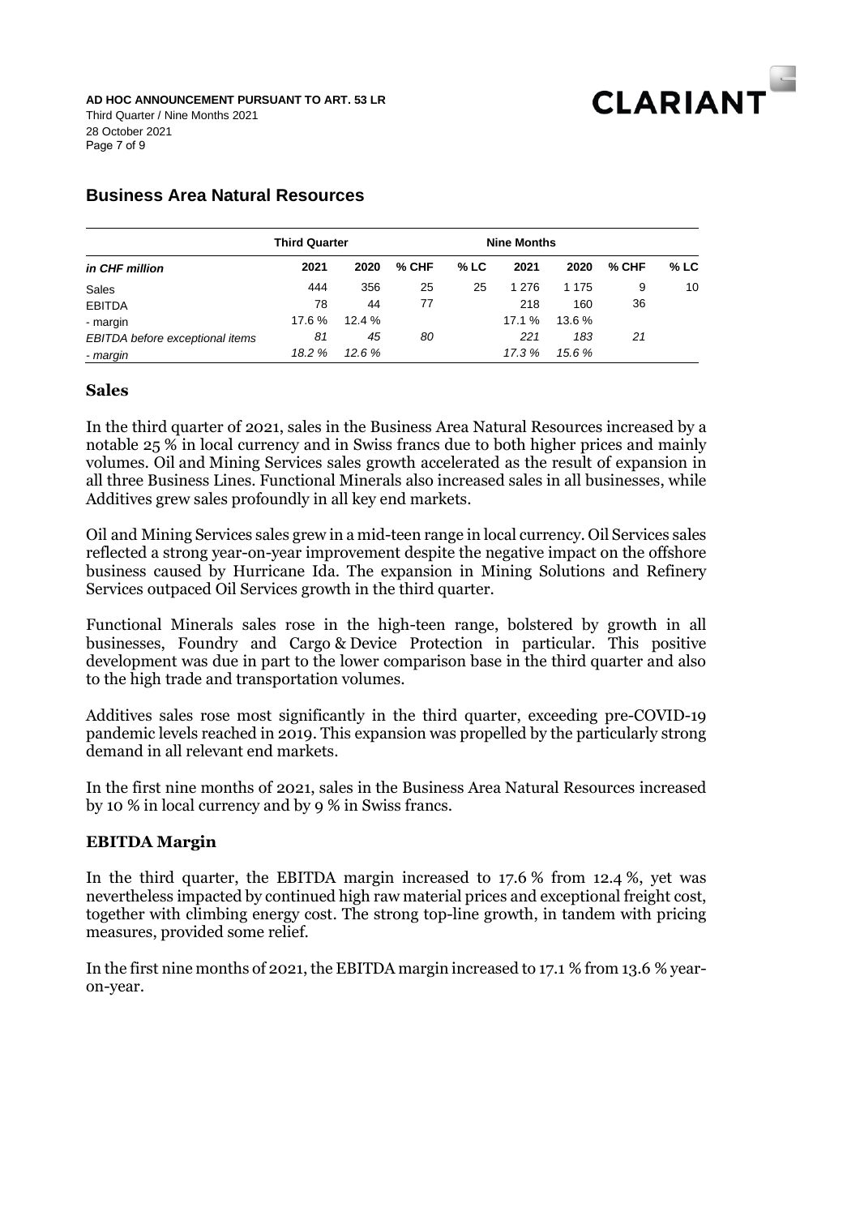## Business Area Natural Resources

| in CHF million | Third Quarter 2021 | 2020 | % CHF | % LC | Nine Months 2021 | 2020 | % CHF | % LC |
|---|---|---|---|---|---|---|---|---|
| Sales | 444 | 356 | 25 | 25 | 1 276 | 1 175 | 9 | 10 |
| EBITDA | 78 | 44 | 77 | | 218 | 160 | 36 | |
| - margin | 17.6 % | 12.4 % | | | 17.1 % | 13.6 % | | |
| *EBITDA before exceptional items* | *81* | *45* | *80* | | *221* | *183* | *21* | |
| *- margin* | *18.2 %* | *12.6 %* | | | *17.3 %* | *15.6 %* | | |

### Sales

In the third quarter of 2021, sales in the Business Area Natural Resources increased by a notable 25 % in local currency and in Swiss francs due to both higher prices and mainly volumes. Oil and Mining Services sales growth accelerated as the result of expansion in all three Business Lines. Functional Minerals also increased sales in all businesses, while Additives grew sales profoundly in all key end markets.

Oil and Mining Services sales grew in a mid-teen range in local currency. Oil Services sales reflected a strong year-on-year improvement despite the negative impact on the offshore business caused by Hurricane Ida. The expansion in Mining Solutions and Refinery Services outpaced Oil Services growth in the third quarter.

Functional Minerals sales rose in the high-teen range, bolstered by growth in all businesses, Foundry and Cargo & Device Protection in particular. This positive development was due in part to the lower comparison base in the third quarter and also to the high trade and transportation volumes.

Additives sales rose most significantly in the third quarter, exceeding pre-COVID-19 pandemic levels reached in 2019. This expansion was propelled by the particularly strong demand in all relevant end markets.

In the first nine months of 2021, sales in the Business Area Natural Resources increased by 10 % in local currency and by 9 % in Swiss francs.

### EBITDA Margin

In the third quarter, the EBITDA margin increased to 17.6 % from 12.4 %, yet was nevertheless impacted by continued high raw material prices and exceptional freight cost, together with climbing energy cost. The strong top-line growth, in tandem with pricing measures, provided some relief.

In the first nine months of 2021, the EBITDA margin increased to 17.1 % from 13.6 % year-on-year.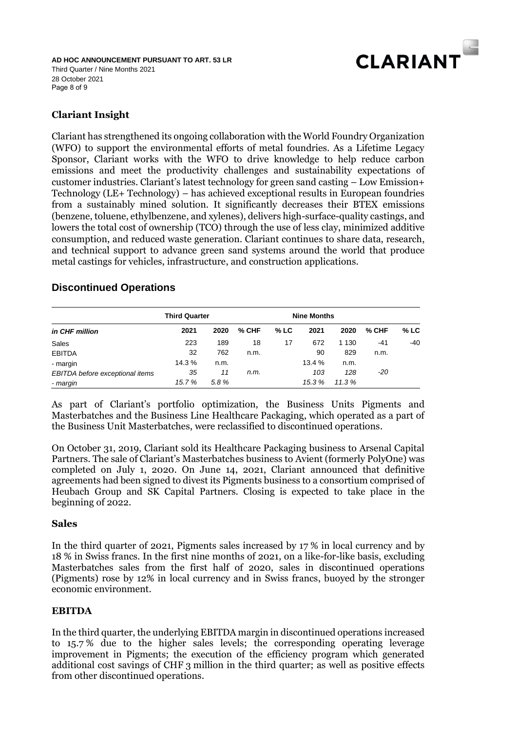## Clariant Insight

Clariant has strengthened its ongoing collaboration with the World Foundry Organization (WFO) to support the environmental efforts of metal foundries. As a Lifetime Legacy Sponsor, Clariant works with the WFO to drive knowledge to help reduce carbon emissions and meet the productivity challenges and sustainability expectations of customer industries. Clariant's latest technology for green sand casting – Low Emission+ Technology (LE+ Technology) – has achieved exceptional results in European foundries from a sustainably mined solution. It significantly decreases their BTEX emissions (benzene, toluene, ethylbenzene, and xylenes), delivers high-surface-quality castings, and lowers the total cost of ownership (TCO) through the use of less clay, minimized additive consumption, and reduced waste generation. Clariant continues to share data, research, and technical support to advance green sand systems around the world that produce metal castings for vehicles, infrastructure, and construction applications.

## Discontinued Operations

| | Third Quarter | | | | Nine Months | | | |
|---|---|---|---|---|---|---|---|---|
| *in CHF million* | 2021 | 2020 | % CHF | % LC | 2021 | 2020 | % CHF | % LC |
| Sales | 223 | 189 | 18 | 17 | 672 | 1 130 | -41 | -40 |
| EBITDA | 32 | 762 | n.m. | | 90 | 829 | n.m. | |
| - margin | 14.3 % | n.m. | | | 13.4 % | n.m. | | |
| *EBITDA before exceptional items* | *35* | *11* | *n.m.* | | *103* | *128* | *-20* | |
| *- margin* | *15.7 %* | *5.8 %* | | | *15.3 %* | *11.3 %* | | |

As part of Clariant's portfolio optimization, the Business Units Pigments and Masterbatches and the Business Line Healthcare Packaging, which operated as a part of the Business Unit Masterbatches, were reclassified to discontinued operations.

On October 31, 2019, Clariant sold its Healthcare Packaging business to Arsenal Capital Partners. The sale of Clariant's Masterbatches business to Avient (formerly PolyOne) was completed on July 1, 2020. On June 14, 2021, Clariant announced that definitive agreements had been signed to divest its Pigments business to a consortium comprised of Heubach Group and SK Capital Partners. Closing is expected to take place in the beginning of 2022.

### Sales

In the third quarter of 2021, Pigments sales increased by 17 % in local currency and by 18 % in Swiss francs. In the first nine months of 2021, on a like-for-like basis, excluding Masterbatches sales from the first half of 2020, sales in discontinued operations (Pigments) rose by 12% in local currency and in Swiss francs, buoyed by the stronger economic environment.

### EBITDA

In the third quarter, the underlying EBITDA margin in discontinued operations increased to 15.7 % due to the higher sales levels; the corresponding operating leverage improvement in Pigments; the execution of the efficiency program which generated additional cost savings of CHF 3 million in the third quarter; as well as positive effects from other discontinued operations.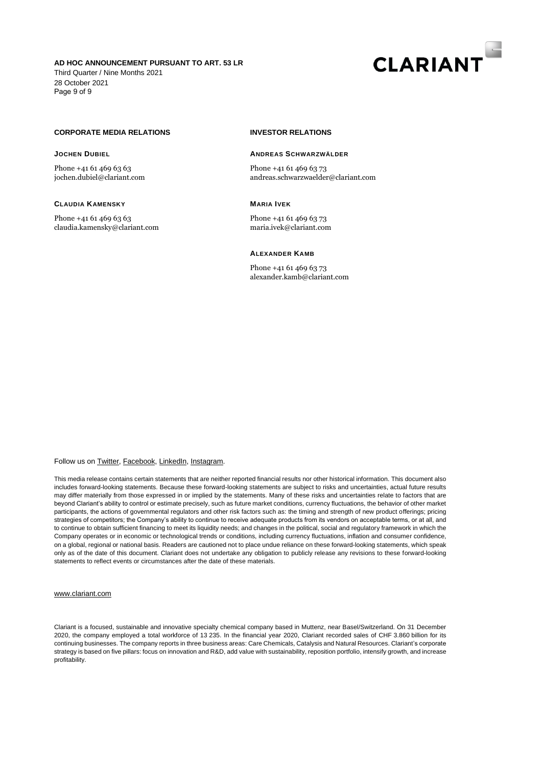**CORPORATE MEDIA RELATIONS**

**JOCHEN DUBIEL**

Phone +41 61 469 63 63
jochen.dubiel@clariant.com

**CLAUDIA KAMENSKY**

Phone +41 61 469 63 63
claudia.kamensky@clariant.com

**INVESTOR RELATIONS**

**ANDREAS SCHWARZWÄLDER**

Phone +41 61 469 63 73
andreas.schwarzwaelder@clariant.com

**MARIA IVEK**

Phone +41 61 469 63 73
maria.ivek@clariant.com

**ALEXANDER KAMB**

Phone +41 61 469 63 73
alexander.kamb@clariant.com

Follow us on Twitter, Facebook, LinkedIn, Instagram.

This media release contains certain statements that are neither reported financial results nor other historical information. This document also includes forward-looking statements. Because these forward-looking statements are subject to risks and uncertainties, actual future results may differ materially from those expressed in or implied by the statements. Many of these risks and uncertainties relate to factors that are beyond Clariant's ability to control or estimate precisely, such as future market conditions, currency fluctuations, the behavior of other market participants, the actions of governmental regulators and other risk factors such as: the timing and strength of new product offerings; pricing strategies of competitors; the Company's ability to continue to receive adequate products from its vendors on acceptable terms, or at all, and to continue to obtain sufficient financing to meet its liquidity needs; and changes in the political, social and regulatory framework in which the Company operates or in economic or technological trends or conditions, including currency fluctuations, inflation and consumer confidence, on a global, regional or national basis. Readers are cautioned not to place undue reliance on these forward-looking statements, which speak only as of the date of this document. Clariant does not undertake any obligation to publicly release any revisions to these forward-looking statements to reflect events or circumstances after the date of these materials.

www.clariant.com

Clariant is a focused, sustainable and innovative specialty chemical company based in Muttenz, near Basel/Switzerland. On 31 December 2020, the company employed a total workforce of 13 235. In the financial year 2020, Clariant recorded sales of CHF 3.860 billion for its continuing businesses. The company reports in three business areas: Care Chemicals, Catalysis and Natural Resources. Clariant's corporate strategy is based on five pillars: focus on innovation and R&D, add value with sustainability, reposition portfolio, intensify growth, and increase profitability.